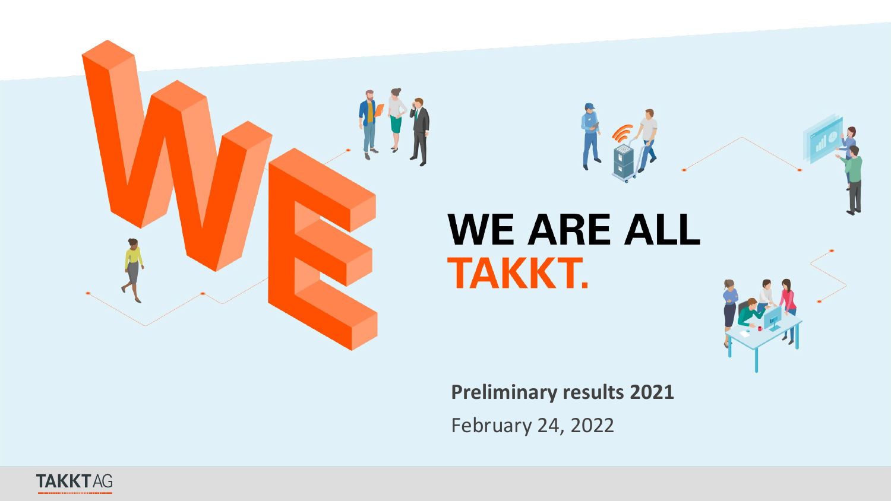# WE ARE ALL TAKKT.

**Preliminary results 2021**

February 24, 2022

TAKKT AG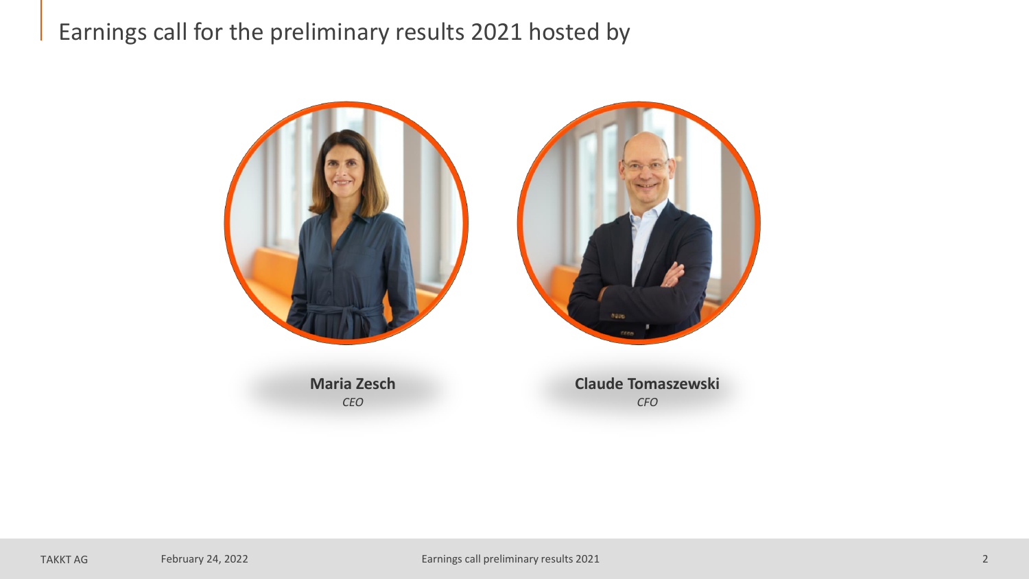# Earnings call for the preliminary results 2021 hosted by

**Maria Zesch**
*CEO*

**Claude Tomaszewski**
*CFO*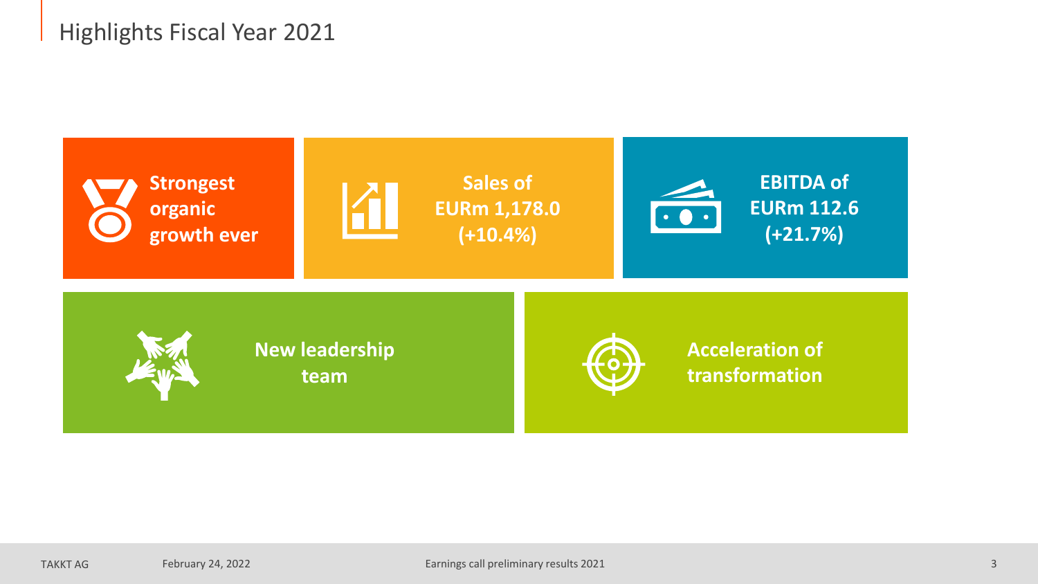# Highlights Fiscal Year 2021

**Strongest organic growth ever**

**Sales of EURm 1,178.0 (+10.4%)**

**EBITDA of EURm 112.6 (+21.7%)**

**New leadership team**

**Acceleration of transformation**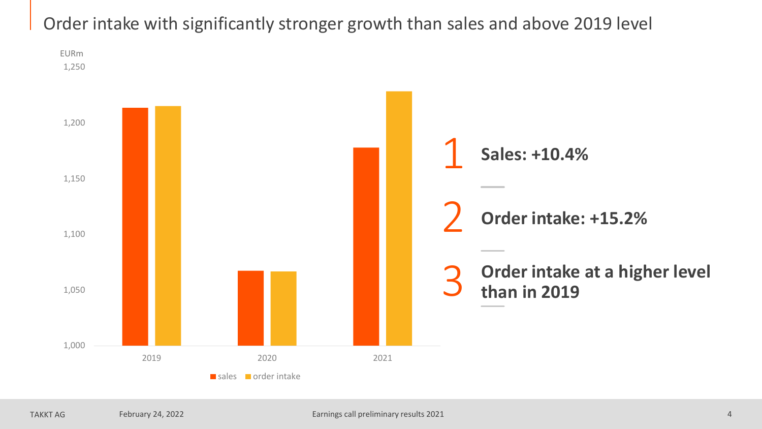# Order intake with significantly stronger growth than sales and above 2019 level

EURm

1,250
1,200
1,150
1,100
1,050
1,000

2019
2020
2021

sales
order intake

1 **Sales: +10.4%**

2 **Order intake: +15.2%**

3 **Order intake at a higher level than in 2019**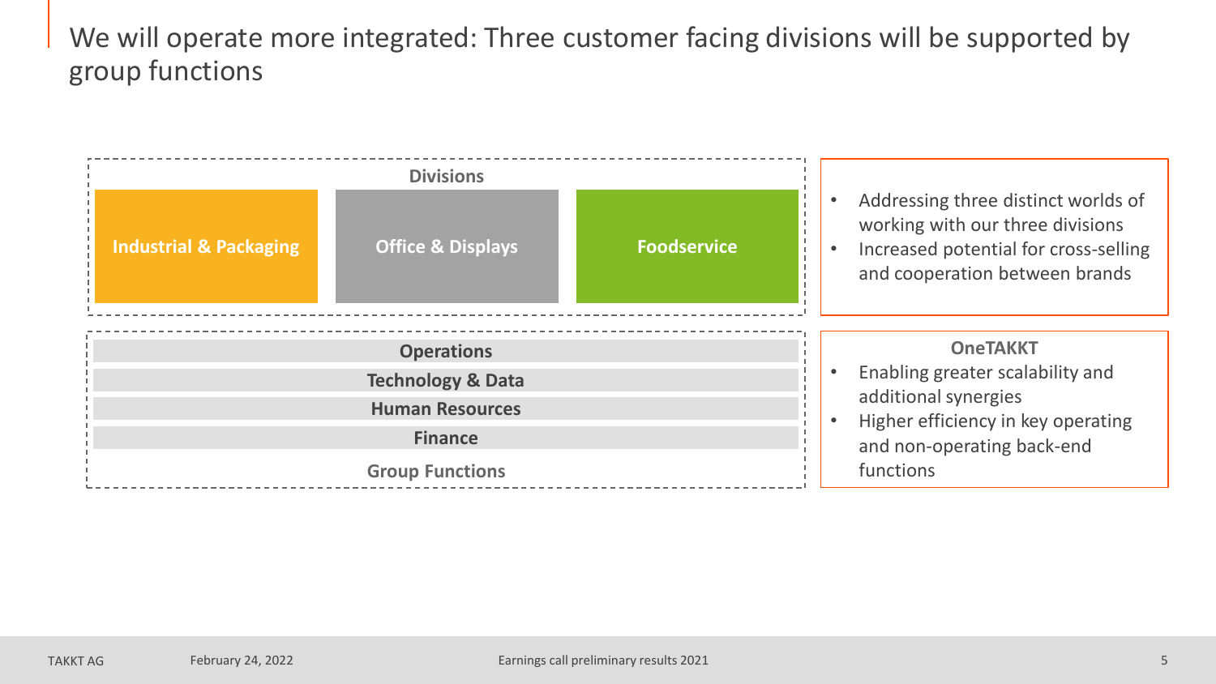# We will operate more integrated: Three customer facing divisions will be supported by group functions

**Divisions**

**Industrial & Packaging**

**Office & Displays**

**Foodservice**

- Addressing three distinct worlds of working with our three divisions
- Increased potential for cross-selling and cooperation between brands

**Operations**

**Technology & Data**

**Human Resources**

**Finance**

**Group Functions**

**OneTAKKT**

- Enabling greater scalability and additional synergies
- Higher efficiency in key operating and non-operating back-end functions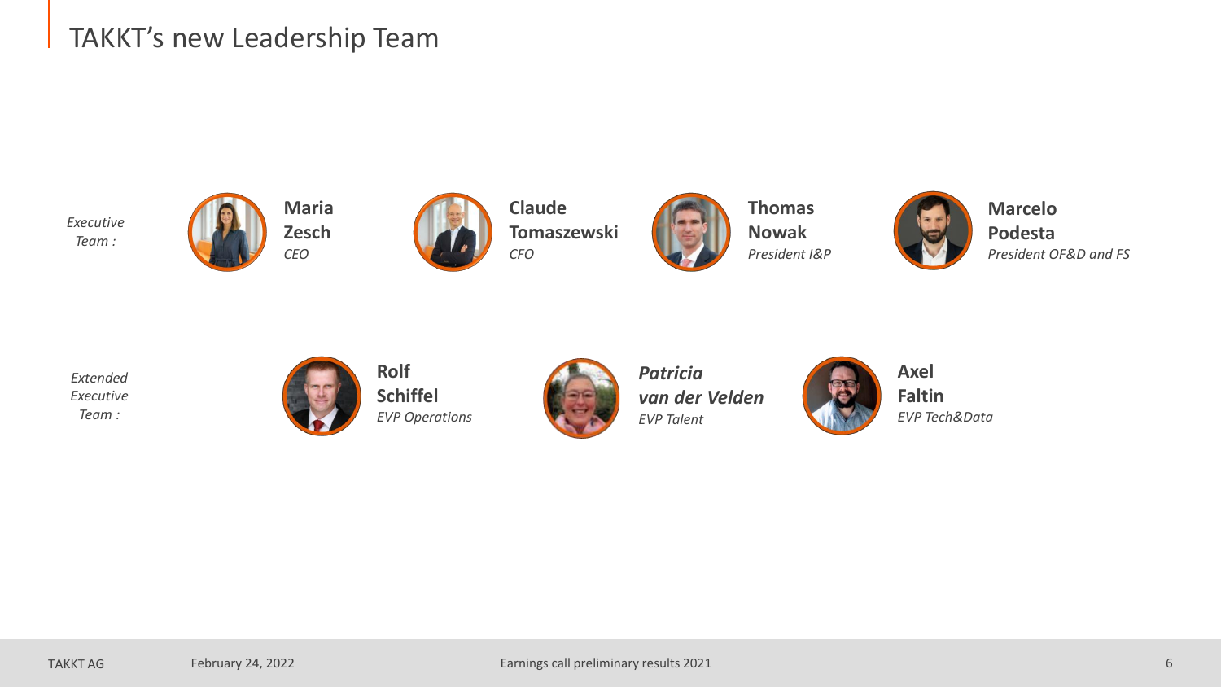# TAKKT's new Leadership Team

*Executive Team :*

- **Maria Zesch** — *CEO*
- **Claude Tomaszewski** — *CFO*
- **Thomas Nowak** — *President I&P*
- **Marcelo Podesta** — *President OF&D and FS*

*Extended Executive Team :*

- **Rolf Schiffel** — *EVP Operations*
- ***Patricia van der Velden*** — *EVP Talent*
- **Axel Faltin** — *EVP Tech&Data*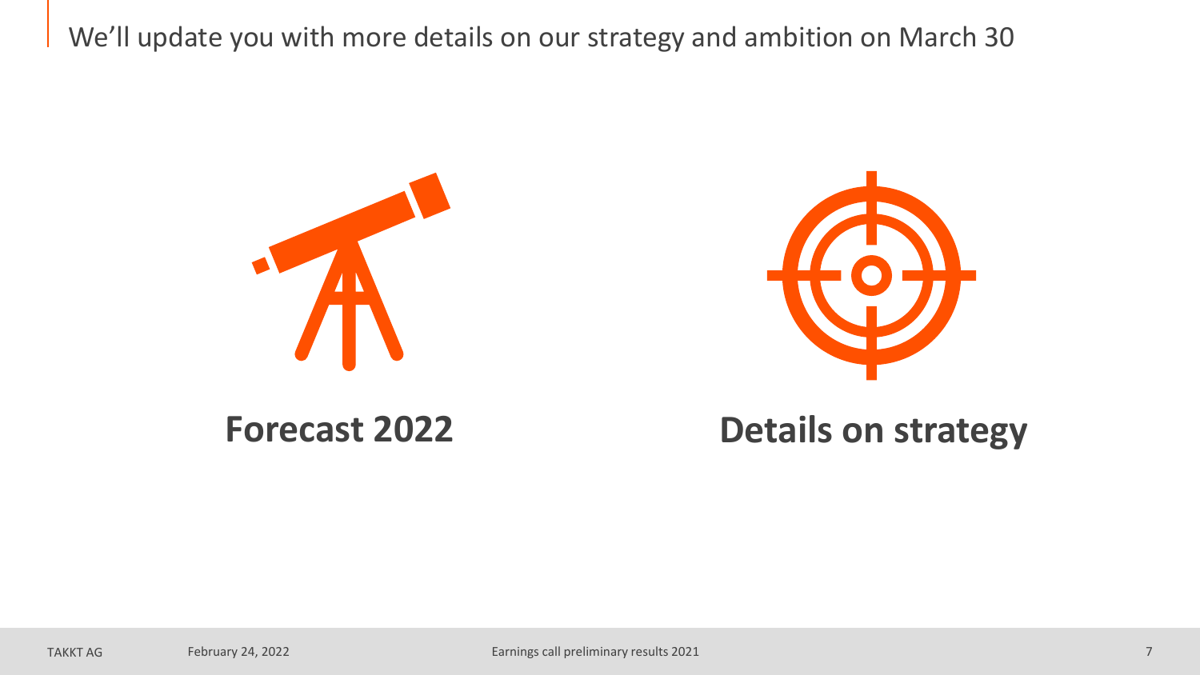# We'll update you with more details on our strategy and ambition on March 30

**Forecast 2022**

**Details on strategy**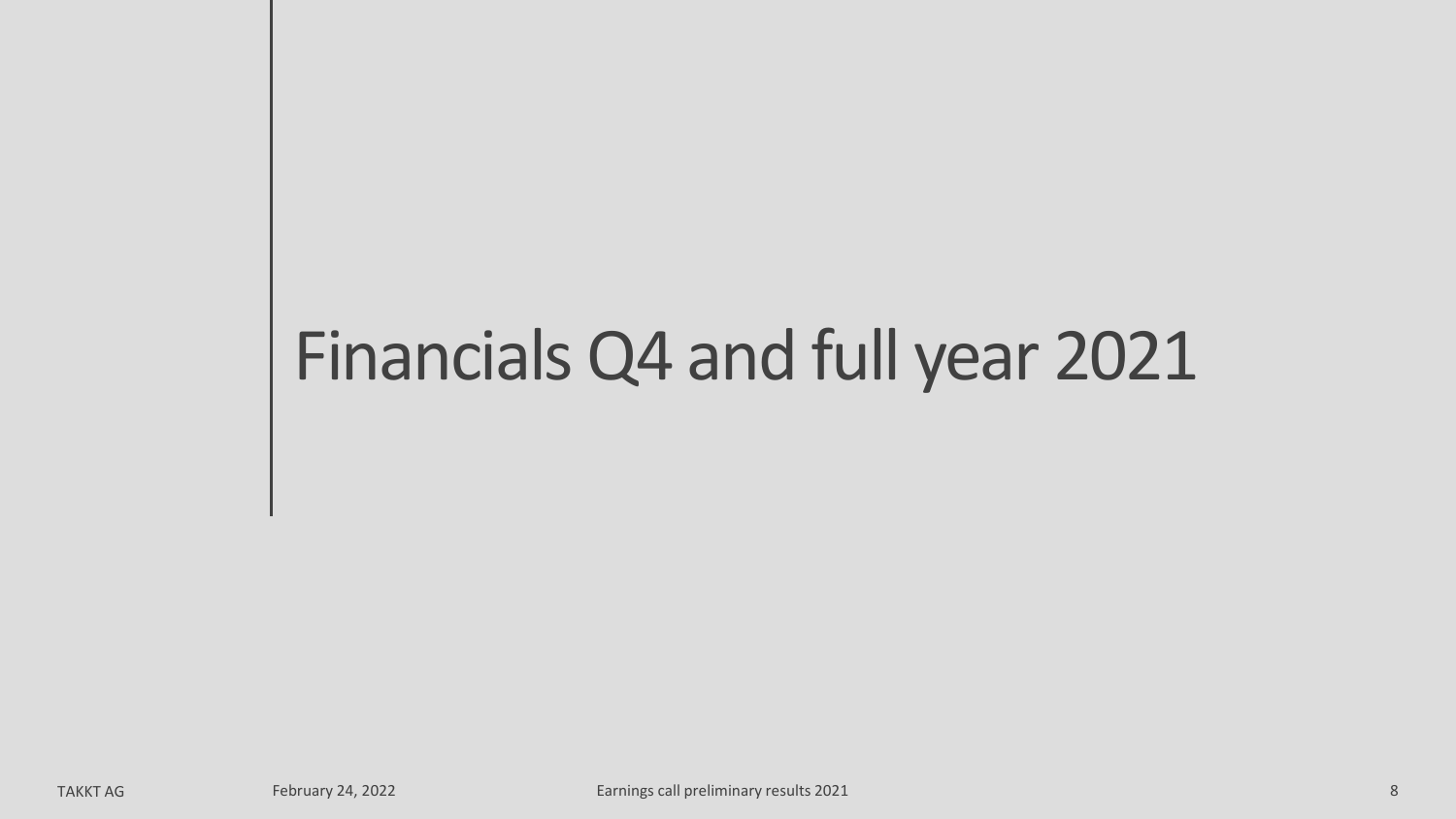# Financials Q4 and full year 2021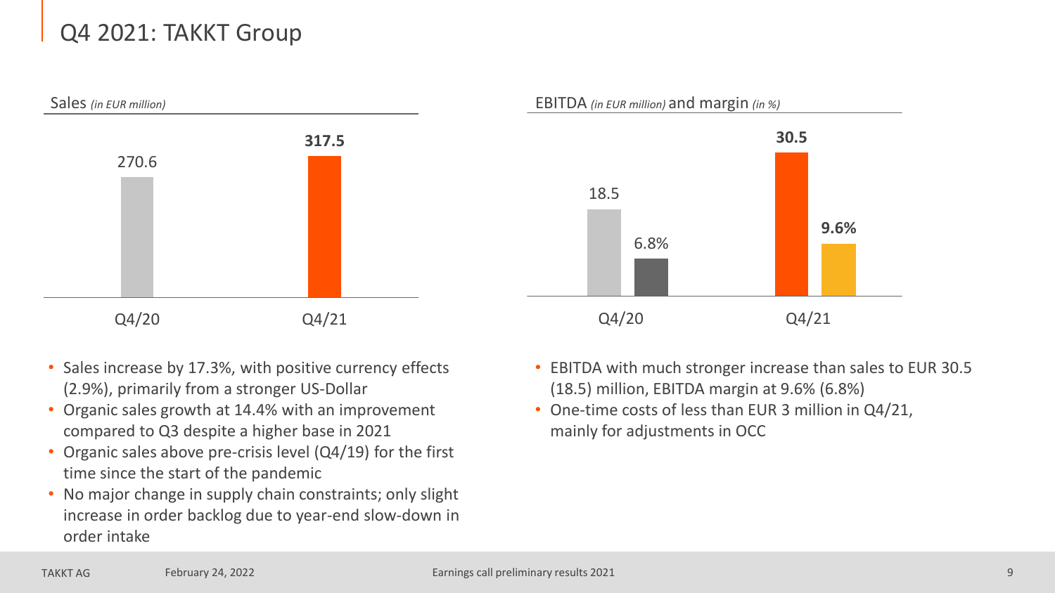# Q4 2021: TAKKT Group

Sales *(in EUR million)*

270.6

**317.5**

Q4/20

Q4/21

- Sales increase by 17.3%, with positive currency effects (2.9%), primarily from a stronger US-Dollar
- Organic sales growth at 14.4% with an improvement compared to Q3 despite a higher base in 2021
- Organic sales above pre-crisis level (Q4/19) for the first time since the start of the pandemic
- No major change in supply chain constraints; only slight increase in order backlog due to year-end slow-down in order intake

EBITDA *(in EUR million)* and margin *(in %)*

18.5

6.8%

**30.5**

**9.6%**

Q4/20

Q4/21

- EBITDA with much stronger increase than sales to EUR 30.5 (18.5) million, EBITDA margin at 9.6% (6.8%)
- One-time costs of less than EUR 3 million in Q4/21, mainly for adjustments in OCC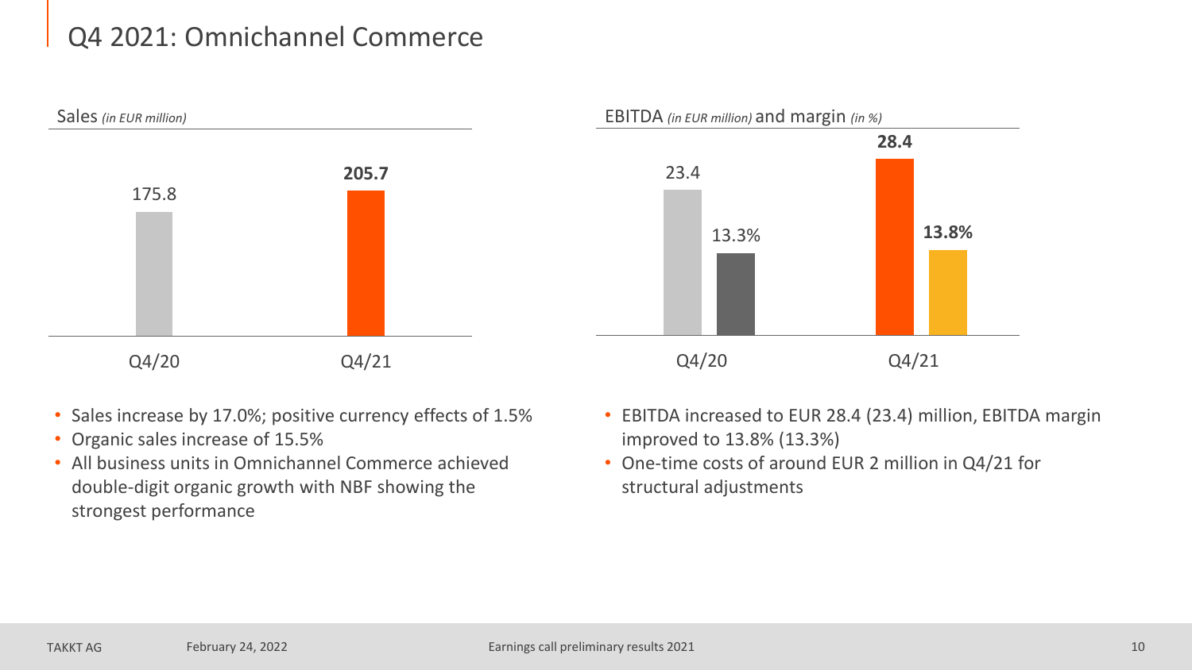# Q4 2021: Omnichannel Commerce

Sales *(in EUR million)*

175.8

**205.7**

Q4/20

Q4/21

- Sales increase by 17.0%; positive currency effects of 1.5%
- Organic sales increase of 15.5%
- All business units in Omnichannel Commerce achieved double-digit organic growth with NBF showing the strongest performance

EBITDA *(in EUR million)* and margin *(in %)*

23.4

13.3%

**28.4**

**13.8%**

Q4/20

Q4/21

- EBITDA increased to EUR 28.4 (23.4) million, EBITDA margin improved to 13.8% (13.3%)
- One-time costs of around EUR 2 million in Q4/21 for structural adjustments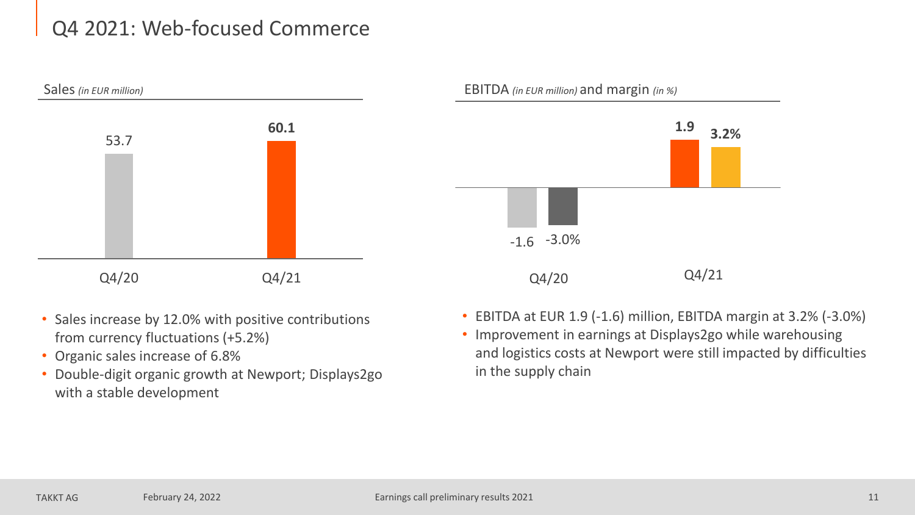# Q4 2021: Web-focused Commerce

Sales *(in EUR million)*

53.7

60.1

Q4/20

Q4/21

- Sales increase by 12.0% with positive contributions from currency fluctuations (+5.2%)
- Organic sales increase of 6.8%
- Double-digit organic growth at Newport; Displays2go with a stable development

EBITDA *(in EUR million)* and margin *(in %)*

-1.6 -3.0%

**1.9** **3.2%**

Q4/20

Q4/21

- EBITDA at EUR 1.9 (-1.6) million, EBITDA margin at 3.2% (-3.0%)
- Improvement in earnings at Displays2go while warehousing and logistics costs at Newport were still impacted by difficulties in the supply chain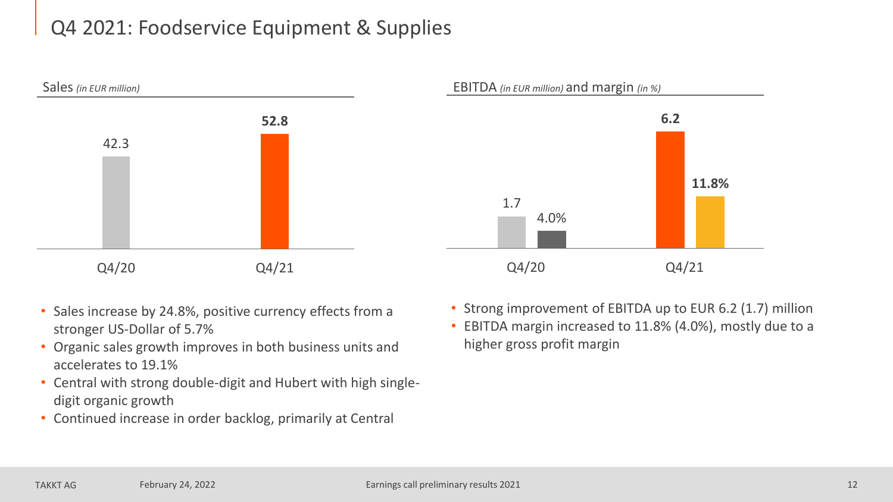# Q4 2021: Foodservice Equipment & Supplies

Sales *(in EUR million)*

42.3

**52.8**

Q4/20

Q4/21

EBITDA *(in EUR million)* and margin *(in %)*

1.7

4.0%

**6.2**

**11.8%**

Q4/20

Q4/21

- Sales increase by 24.8%, positive currency effects from a stronger US-Dollar of 5.7%
- Organic sales growth improves in both business units and accelerates to 19.1%
- Central with strong double-digit and Hubert with high single-digit organic growth
- Continued increase in order backlog, primarily at Central

- Strong improvement of EBITDA up to EUR 6.2 (1.7) million
- EBITDA margin increased to 11.8% (4.0%), mostly due to a higher gross profit margin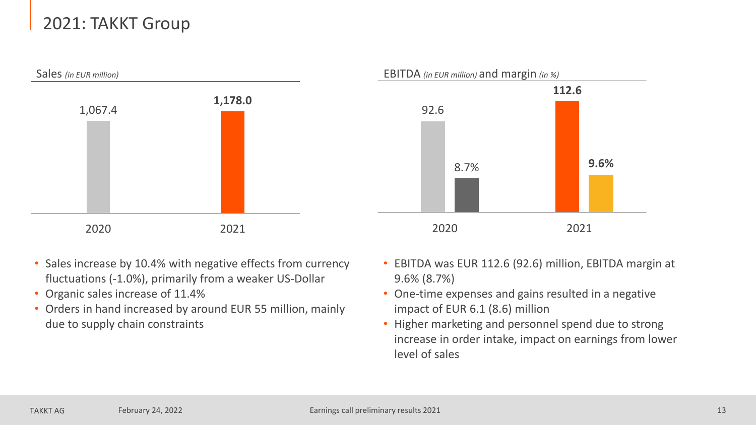# 2021: TAKKT Group

Sales *(in EUR million)*

1,067.4

**1,178.0**

2020

2021

- Sales increase by 10.4% with negative effects from currency fluctuations (-1.0%), primarily from a weaker US-Dollar
- Organic sales increase of 11.4%
- Orders in hand increased by around EUR 55 million, mainly due to supply chain constraints

EBITDA *(in EUR million)* and margin *(in %)*

92.6

8.7%

**112.6**

**9.6%**

2020

2021

- EBITDA was EUR 112.6 (92.6) million, EBITDA margin at 9.6% (8.7%)
- One-time expenses and gains resulted in a negative impact of EUR 6.1 (8.6) million
- Higher marketing and personnel spend due to strong increase in order intake, impact on earnings from lower level of sales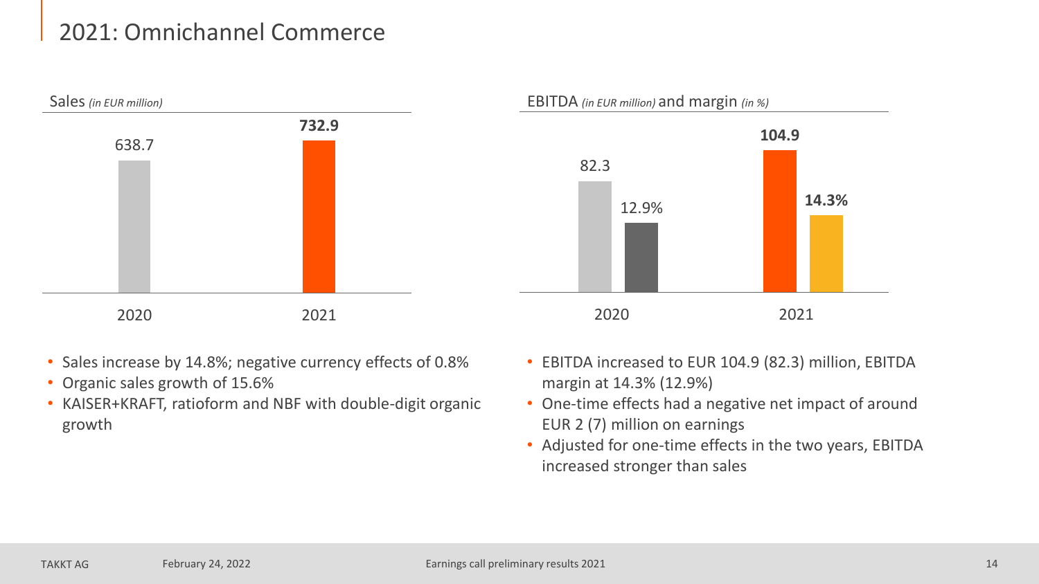# 2021: Omnichannel Commerce

Sales *(in EUR million)*

638.7

732.9

2020

2021

EBITDA *(in EUR million)* and margin *(in %)*

82.3

12.9%

104.9

14.3%

2020

2021

- Sales increase by 14.8%; negative currency effects of 0.8%
- Organic sales growth of 15.6%
- KAISER+KRAFT, ratioform and NBF with double-digit organic growth

- EBITDA increased to EUR 104.9 (82.3) million, EBITDA margin at 14.3% (12.9%)
- One-time effects had a negative net impact of around EUR 2 (7) million on earnings
- Adjusted for one-time effects in the two years, EBITDA increased stronger than sales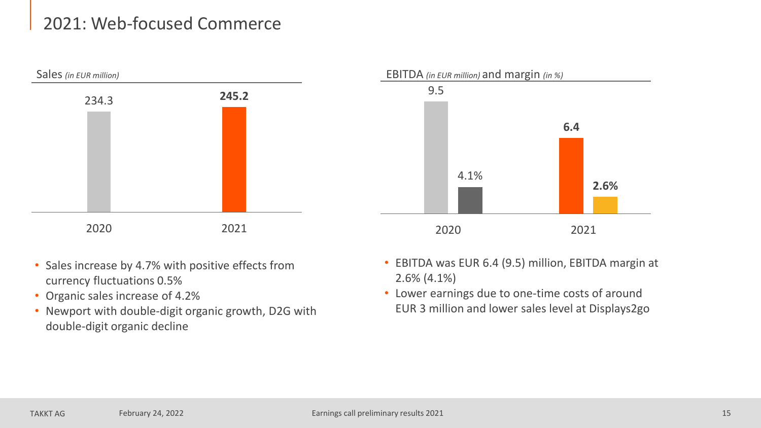# 2021: Web-focused Commerce

Sales *(in EUR million)*

| | 2020 | 2021 |
|---|---|---|
| Sales | 234.3 | **245.2** |

- Sales increase by 4.7% with positive effects from currency fluctuations 0.5%
- Organic sales increase of 4.2%
- Newport with double-digit organic growth, D2G with double-digit organic decline

EBITDA *(in EUR million)* and margin *(in %)*

| | 2020 | 2021 |
|---|---|---|
| EBITDA | 9.5 | **6.4** |
| Margin | 4.1% | **2.6%** |

- EBITDA was EUR 6.4 (9.5) million, EBITDA margin at 2.6% (4.1%)
- Lower earnings due to one-time costs of around EUR 3 million and lower sales level at Displays2go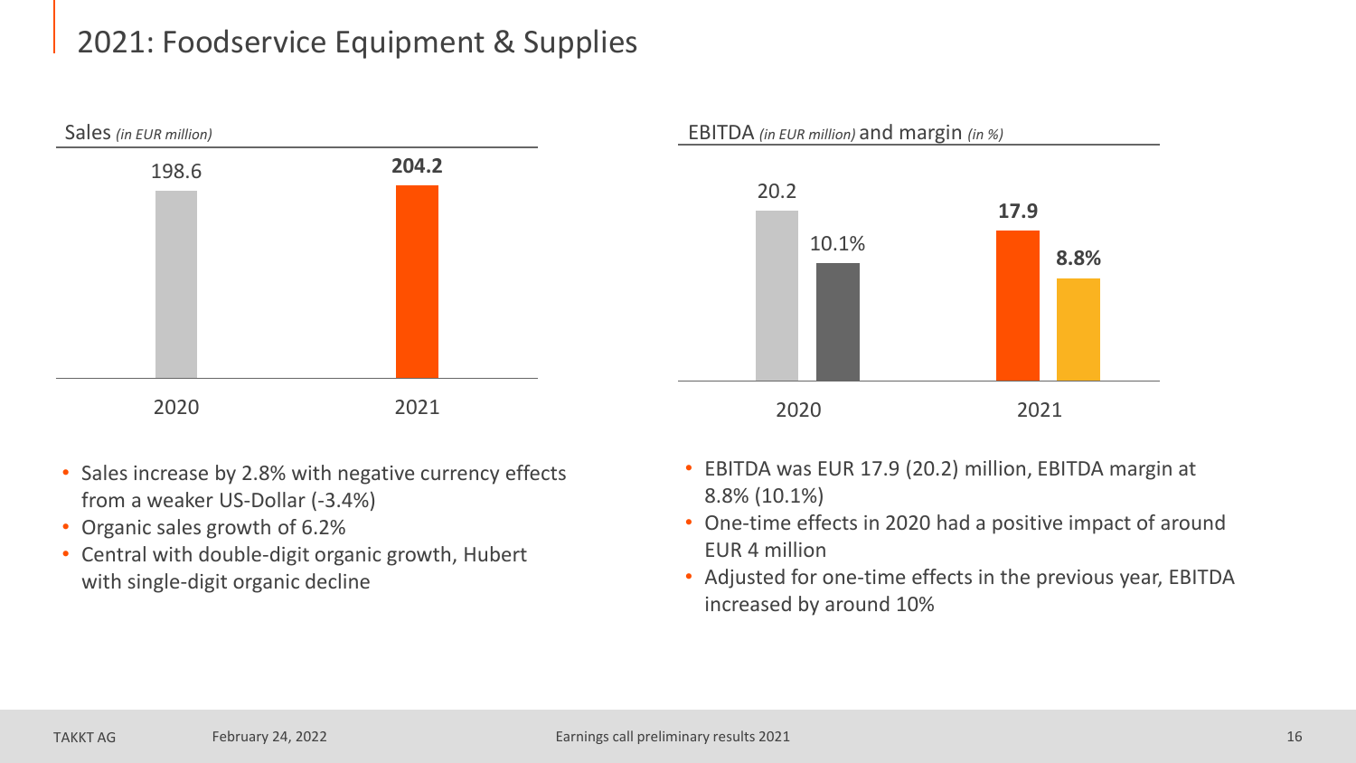# 2021: Foodservice Equipment & Supplies

Sales *(in EUR million)*

| | 2020 | 2021 |
|---|---|---|
| Sales | 198.6 | **204.2** |

- Sales increase by 2.8% with negative currency effects from a weaker US-Dollar (-3.4%)
- Organic sales growth of 6.2%
- Central with double-digit organic growth, Hubert with single-digit organic decline

EBITDA *(in EUR million)* and margin *(in %)*

| | 2020 | 2021 |
|---|---|---|
| EBITDA | 20.2 | **17.9** |
| Margin | 10.1% | **8.8%** |

- EBITDA was EUR 17.9 (20.2) million, EBITDA margin at 8.8% (10.1%)
- One-time effects in 2020 had a positive impact of around EUR 4 million
- Adjusted for one-time effects in the previous year, EBITDA increased by around 10%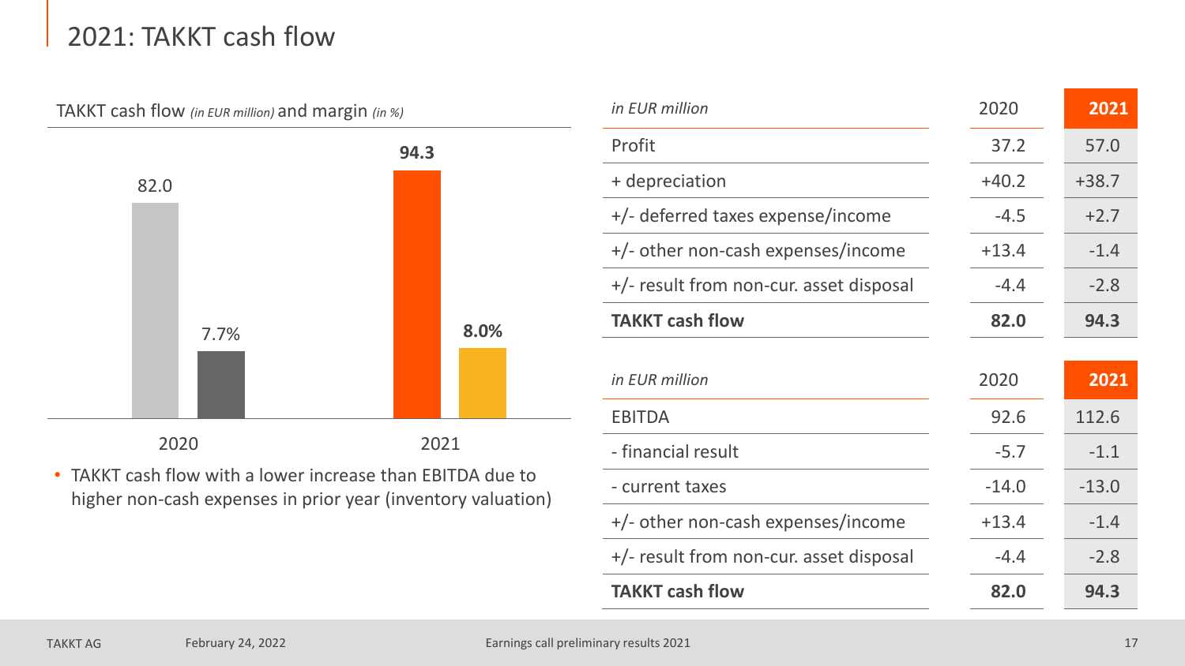# 2021: TAKKT cash flow

TAKKT cash flow *(in EUR million)* and margin *(in %)*

82.0
7.7%
94.3
8.0%
2020
2021

- TAKKT cash flow with a lower increase than EBITDA due to higher non-cash expenses in prior year (inventory valuation)

| *in EUR million* | 2020 | 2021 |
|---|---|---|
| Profit | 37.2 | 57.0 |
| + depreciation | +40.2 | +38.7 |
| +/- deferred taxes expense/income | -4.5 | +2.7 |
| +/- other non-cash expenses/income | +13.4 | -1.4 |
| +/- result from non-cur. asset disposal | -4.4 | -2.8 |
| **TAKKT cash flow** | **82.0** | **94.3** |

| *in EUR million* | 2020 | 2021 |
|---|---|---|
| EBITDA | 92.6 | 112.6 |
| - financial result | -5.7 | -1.1 |
| - current taxes | -14.0 | -13.0 |
| +/- other non-cash expenses/income | +13.4 | -1.4 |
| +/- result from non-cur. asset disposal | -4.4 | -2.8 |
| **TAKKT cash flow** | **82.0** | **94.3** |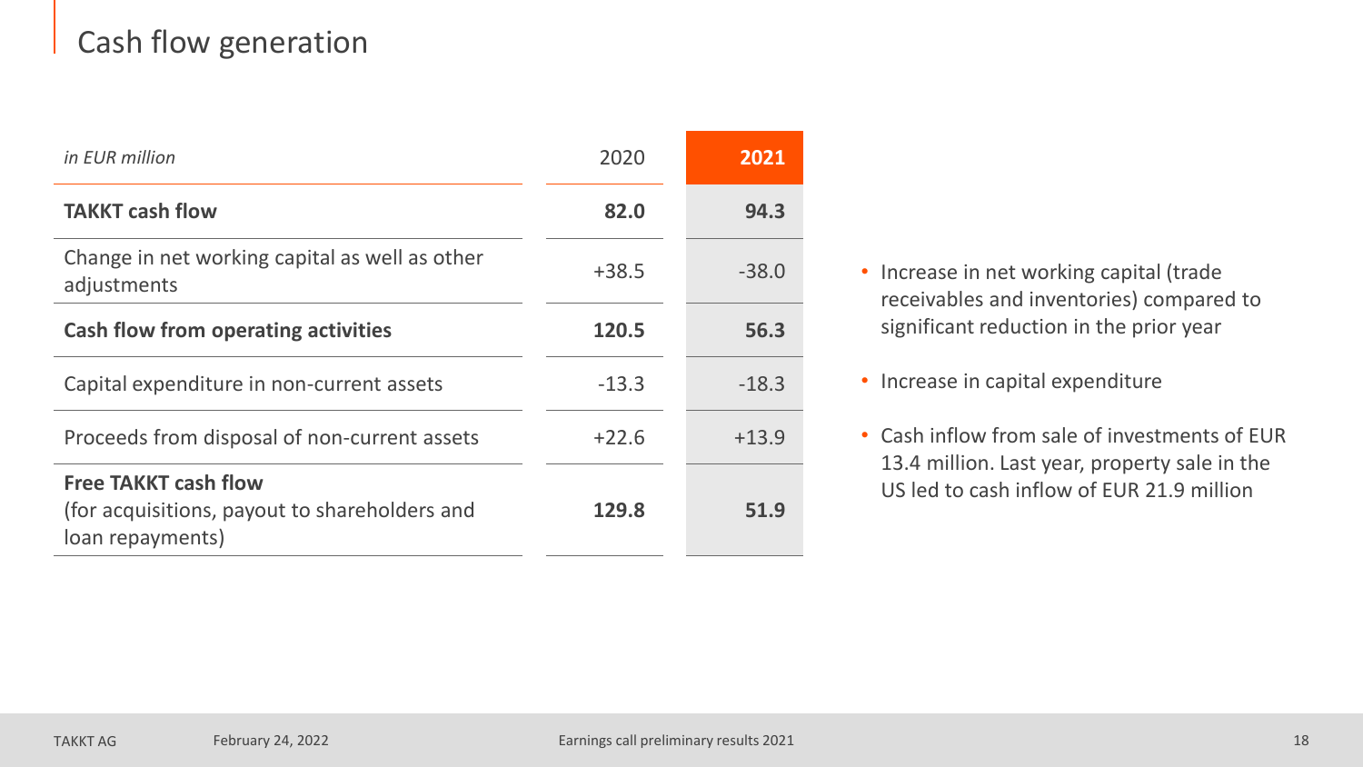# Cash flow generation

| *in EUR million* | 2020 | **2021** |
|---|---|---|
| **TAKKT cash flow** | **82.0** | **94.3** |
| Change in net working capital as well as other adjustments | +38.5 | -38.0 |
| **Cash flow from operating activities** | **120.5** | **56.3** |
| Capital expenditure in non-current assets | -13.3 | -18.3 |
| Proceeds from disposal of non-current assets | +22.6 | +13.9 |
| **Free TAKKT cash flow** (for acquisitions, payout to shareholders and loan repayments) | **129.8** | **51.9** |

- Increase in net working capital (trade receivables and inventories) compared to significant reduction in the prior year
- Increase in capital expenditure
- Cash inflow from sale of investments of EUR 13.4 million. Last year, property sale in the US led to cash inflow of EUR 21.9 million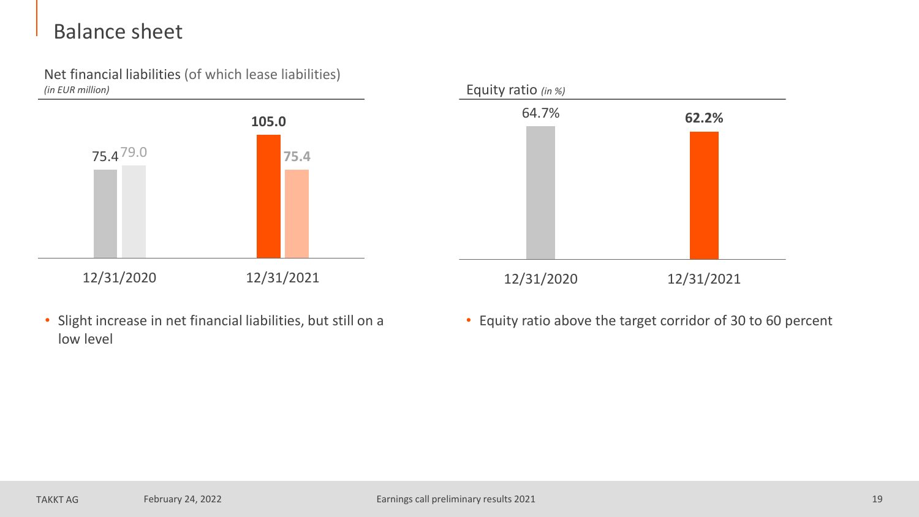# Balance sheet

Net financial liabilities (of which lease liabilities)
*(in EUR million)*

75.4
79.0
**105.0**
**75.4**

12/31/2020
12/31/2021

- Slight increase in net financial liabilities, but still on a low level

Equity ratio *(in %)*

64.7%
**62.2%**

12/31/2020
12/31/2021

- Equity ratio above the target corridor of 30 to 60 percent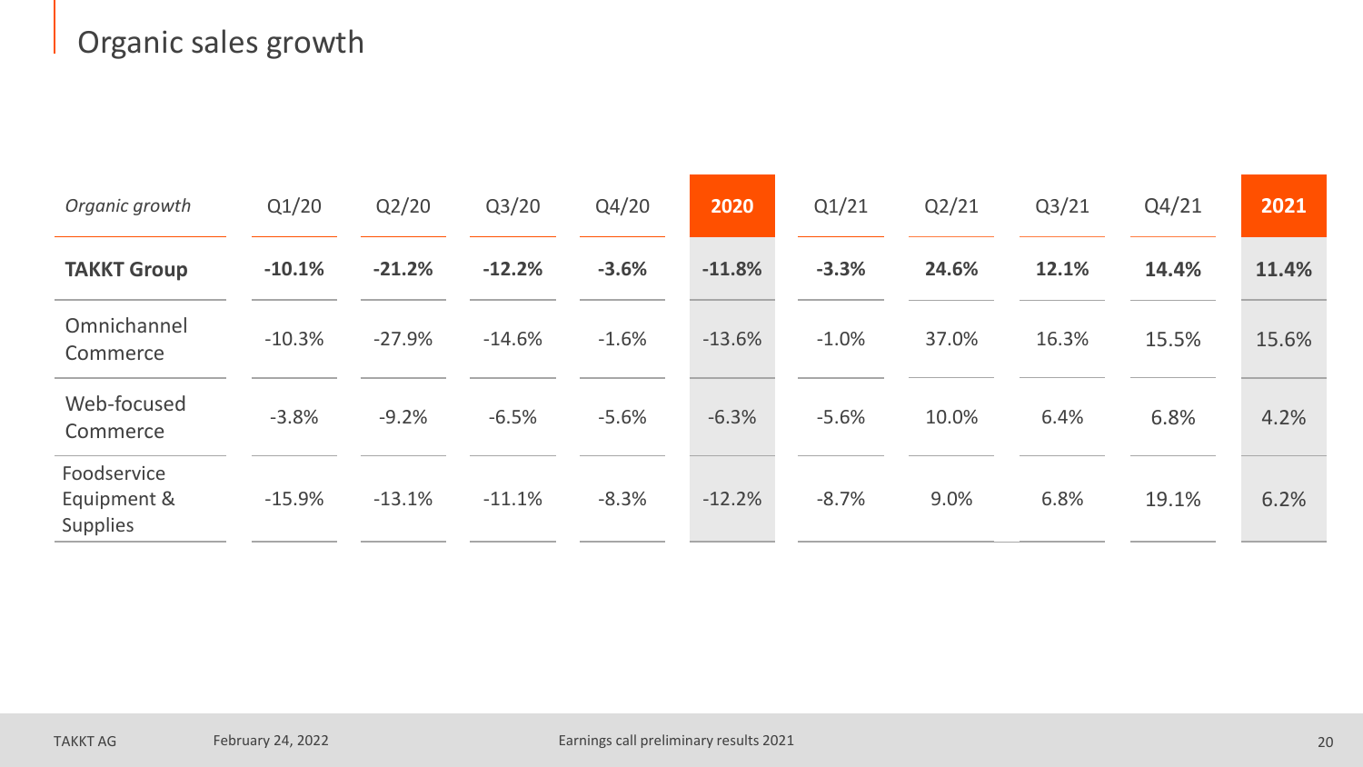# Organic sales growth

| *Organic growth* | Q1/20 | Q2/20 | Q3/20 | Q4/20 | **2020** | Q1/21 | Q2/21 | Q3/21 | Q4/21 | **2021** |
|---|---|---|---|---|---|---|---|---|---|---|
| **TAKKT Group** | **-10.1%** | **-21.2%** | **-12.2%** | **-3.6%** | **-11.8%** | **-3.3%** | **24.6%** | **12.1%** | **14.4%** | **11.4%** |
| Omnichannel Commerce | -10.3% | -27.9% | -14.6% | -1.6% | -13.6% | -1.0% | 37.0% | 16.3% | 15.5% | 15.6% |
| Web-focused Commerce | -3.8% | -9.2% | -6.5% | -5.6% | -6.3% | -5.6% | 10.0% | 6.4% | 6.8% | 4.2% |
| Foodservice Equipment & Supplies | -15.9% | -13.1% | -11.1% | -8.3% | -12.2% | -8.7% | 9.0% | 6.8% | 19.1% | 6.2% |

TAKKT AG February 24, 2022 Earnings call preliminary results 2021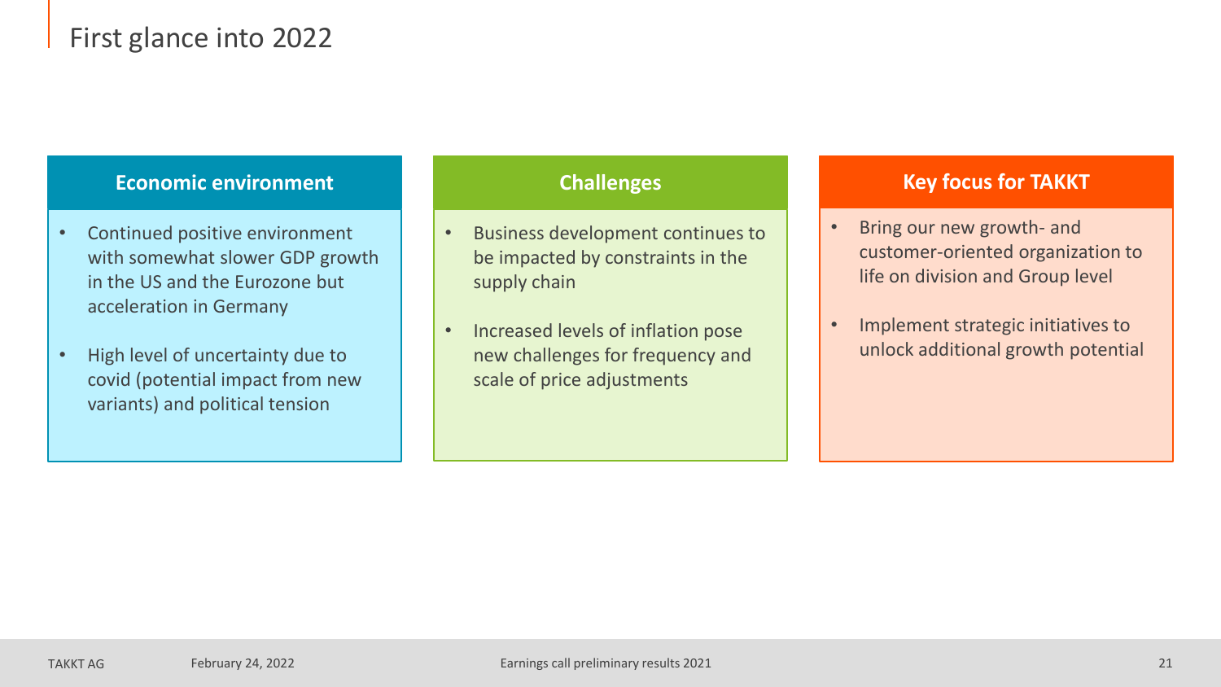# First glance into 2022

## Economic environment

- Continued positive environment with somewhat slower GDP growth in the US and the Eurozone but acceleration in Germany
- High level of uncertainty due to covid (potential impact from new variants) and political tension

## Challenges

- Business development continues to be impacted by constraints in the supply chain
- Increased levels of inflation pose new challenges for frequency and scale of price adjustments

## Key focus for TAKKT

- Bring our new growth- and customer-oriented organization to life on division and Group level
- Implement strategic initiatives to unlock additional growth potential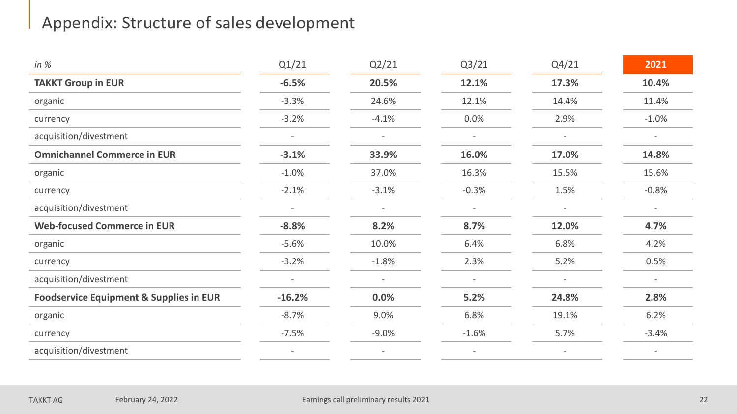# Appendix: Structure of sales development

| *in %* | Q1/21 | Q2/21 | Q3/21 | Q4/21 | **2021** |
|---|---|---|---|---|---|
| **TAKKT Group in EUR** | **-6.5%** | **20.5%** | **12.1%** | **17.3%** | **10.4%** |
| organic | -3.3% | 24.6% | 12.1% | 14.4% | 11.4% |
| currency | -3.2% | -4.1% | 0.0% | 2.9% | -1.0% |
| acquisition/divestment | - | - | - | - | - |
| **Omnichannel Commerce in EUR** | **-3.1%** | **33.9%** | **16.0%** | **17.0%** | **14.8%** |
| organic | -1.0% | 37.0% | 16.3% | 15.5% | 15.6% |
| currency | -2.1% | -3.1% | -0.3% | 1.5% | -0.8% |
| acquisition/divestment | - | - | - | - | - |
| **Web-focused Commerce in EUR** | **-8.8%** | **8.2%** | **8.7%** | **12.0%** | **4.7%** |
| organic | -5.6% | 10.0% | 6.4% | 6.8% | 4.2% |
| currency | -3.2% | -1.8% | 2.3% | 5.2% | 0.5% |
| acquisition/divestment | - | - | - | - | - |
| **Foodservice Equipment & Supplies in EUR** | **-16.2%** | **0.0%** | **5.2%** | **24.8%** | **2.8%** |
| organic | -8.7% | 9.0% | 6.8% | 19.1% | 6.2% |
| currency | -7.5% | -9.0% | -1.6% | 5.7% | -3.4% |
| acquisition/divestment | - | - | - | - | - |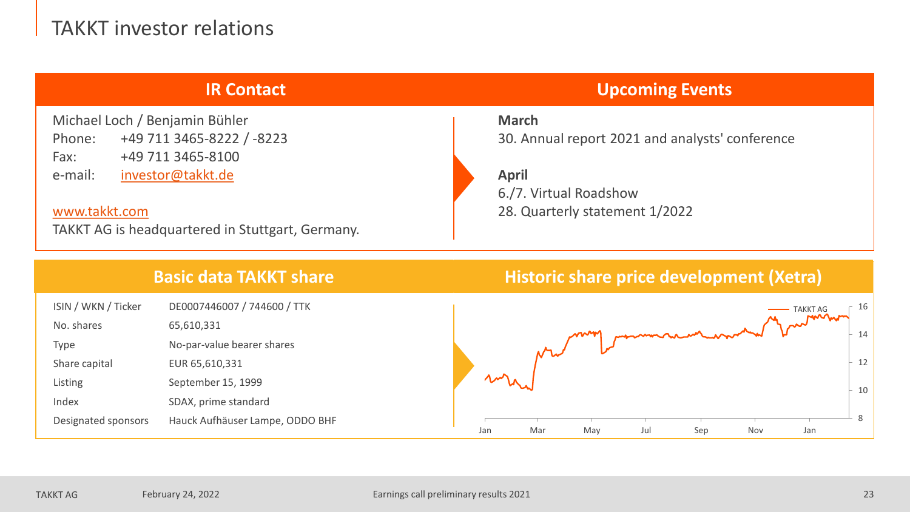# TAKKT investor relations

## IR Contact

Michael Loch / Benjamin Bühler
Phone: +49 711 3465-8222 / -8223
Fax: +49 711 3465-8100
e-mail: investor@takkt.de

www.takkt.com
TAKKT AG is headquartered in Stuttgart, Germany.

## Upcoming Events

**March**
30. Annual report 2021 and analysts' conference

**April**
6./7. Virtual Roadshow
28. Quarterly statement 1/2022

## Basic data TAKKT share

| | |
|---|---|
| ISIN / WKN / Ticker | DE0007446007 / 744600 / TTK |
| No. shares | 65,610,331 |
| Type | No-par-value bearer shares |
| Share capital | EUR 65,610,331 |
| Listing | September 15, 1999 |
| Index | SDAX, prime standard |
| Designated sponsors | Hauck Aufhäuser Lampe, ODDO BHF |

## Historic share price development (Xetra)

TAKKT AG

16
14
12
10
8

Jan Mar May Jul Sep Nov Jan